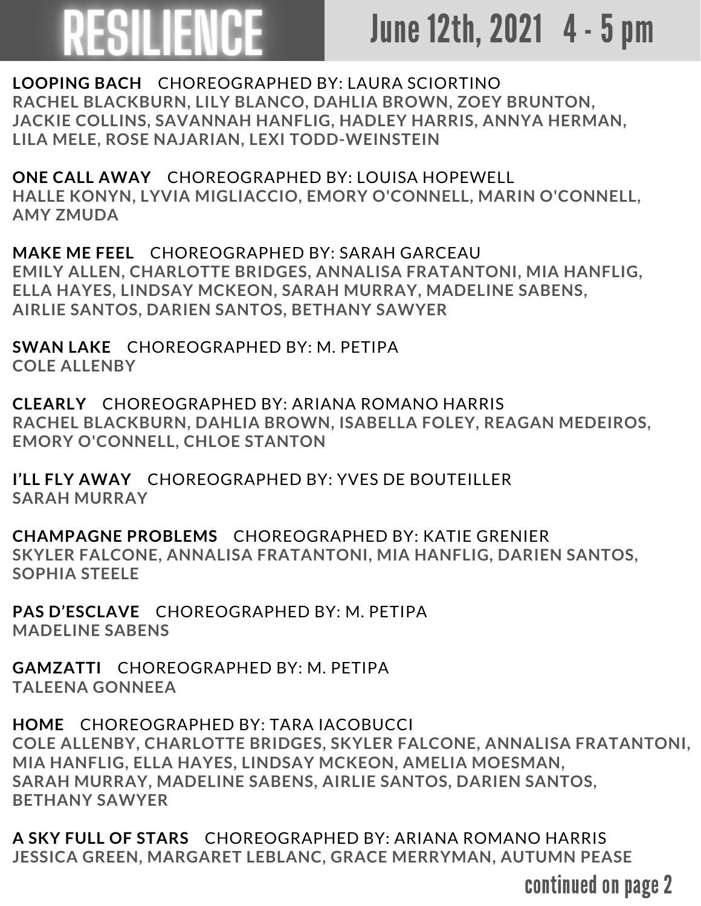# RESILIENCE

## June 12th, 2021 4 - 5 pm

**LOOPING BACH** CHOREOGRAPHED BY: LAURA SCIORTINO
**RACHEL BLACKBURN, LILY BLANCO, DAHLIA BROWN, ZOEY BRUNTON, JACKIE COLLINS, SAVANNAH HANFLIG, HADLEY HARRIS, ANNYA HERMAN, LILA MELE, ROSE NAJARIAN, LEXI TODD-WEINSTEIN**

**ONE CALL AWAY** CHOREOGRAPHED BY: LOUISA HOPEWELL
**HALLE KONYN, LYVIA MIGLIACCIO, EMORY O'CONNELL, MARIN O'CONNELL, AMY ZMUDA**

**MAKE ME FEEL** CHOREOGRAPHED BY: SARAH GARCEAU
**EMILY ALLEN, CHARLOTTE BRIDGES, ANNALISA FRATANTONI, MIA HANFLIG, ELLA HAYES, LINDSAY MCKEON, SARAH MURRAY, MADELINE SABENS, AIRLIE SANTOS, DARIEN SANTOS, BETHANY SAWYER**

**SWAN LAKE** CHOREOGRAPHED BY: M. PETIPA
**COLE ALLENBY**

**CLEARLY** CHOREOGRAPHED BY: ARIANA ROMANO HARRIS
**RACHEL BLACKBURN, DAHLIA BROWN, ISABELLA FOLEY, REAGAN MEDEIROS, EMORY O'CONNELL, CHLOE STANTON**

**I'LL FLY AWAY** CHOREOGRAPHED BY: YVES DE BOUTEILLER
**SARAH MURRAY**

**CHAMPAGNE PROBLEMS** CHOREOGRAPHED BY: KATIE GRENIER
**SKYLER FALCONE, ANNALISA FRATANTONI, MIA HANFLIG, DARIEN SANTOS, SOPHIA STEELE**

**PAS D'ESCLAVE** CHOREOGRAPHED BY: M. PETIPA
**MADELINE SABENS**

**GAMZATTI** CHOREOGRAPHED BY: M. PETIPA
**TALEENA GONNEEA**

**HOME** CHOREOGRAPHED BY: TARA IACOBUCCI
**COLE ALLENBY, CHARLOTTE BRIDGES, SKYLER FALCONE, ANNALISA FRATANTONI, MIA HANFLIG, ELLA HAYES, LINDSAY MCKEON, AMELIA MOESMAN, SARAH MURRAY, MADELINE SABENS, AIRLIE SANTOS, DARIEN SANTOS, BETHANY SAWYER**

**A SKY FULL OF STARS** CHOREOGRAPHED BY: ARIANA ROMANO HARRIS
**JESSICA GREEN, MARGARET LEBLANC, GRACE MERRYMAN, AUTUMN PEASE**

continued on page 2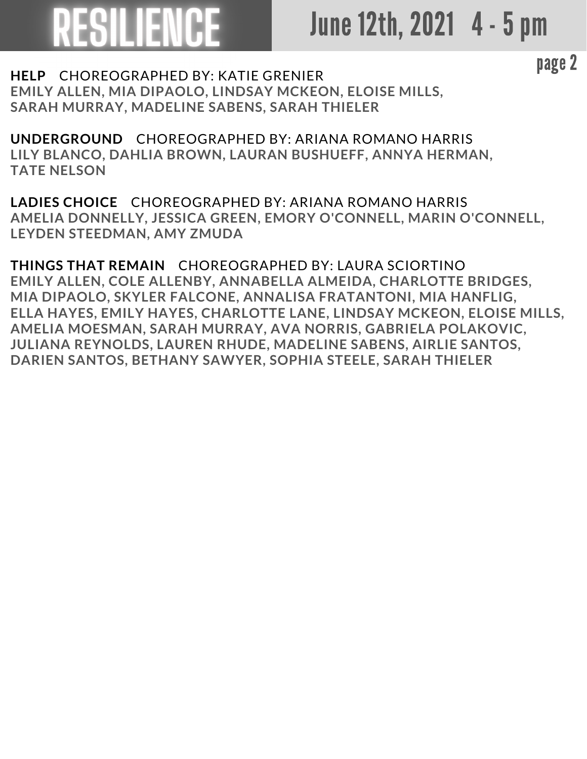**HELP** CHOREOGRAPHED BY: KATIE GRENIER
**EMILY ALLEN, MIA DIPAOLO, LINDSAY MCKEON, ELOISE MILLS, SARAH MURRAY, MADELINE SABENS, SARAH THIELER**

**UNDERGROUND** CHOREOGRAPHED BY: ARIANA ROMANO HARRIS
**LILY BLANCO, DAHLIA BROWN, LAURAN BUSHUEFF, ANNYA HERMAN, TATE NELSON**

**LADIES CHOICE** CHOREOGRAPHED BY: ARIANA ROMANO HARRIS
**AMELIA DONNELLY, JESSICA GREEN, EMORY O'CONNELL, MARIN O'CONNELL, LEYDEN STEEDMAN, AMY ZMUDA**

**THINGS THAT REMAIN** CHOREOGRAPHED BY: LAURA SCIORTINO
**EMILY ALLEN, COLE ALLENBY, ANNABELLA ALMEIDA, CHARLOTTE BRIDGES, MIA DIPAOLO, SKYLER FALCONE, ANNALISA FRATANTONI, MIA HANFLIG, ELLA HAYES, EMILY HAYES, CHARLOTTE LANE, LINDSAY MCKEON, ELOISE MILLS, AMELIA MOESMAN, SARAH MURRAY, AVA NORRIS, GABRIELA POLAKOVIC, JULIANA REYNOLDS, LAUREN RHUDE, MADELINE SABENS, AIRLIE SANTOS, DARIEN SANTOS, BETHANY SAWYER, SOPHIA STEELE, SARAH THIELER**